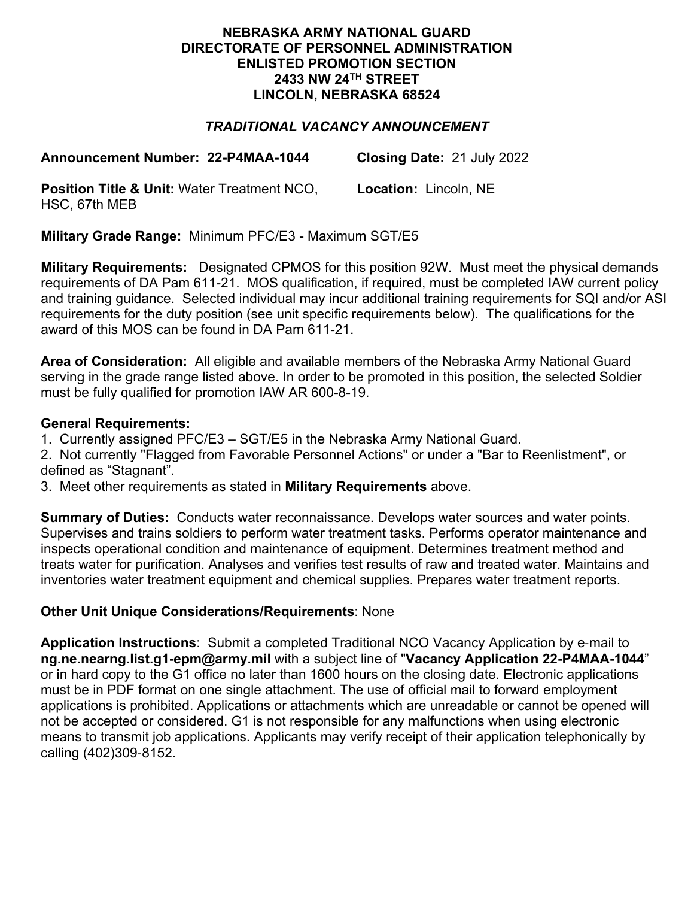**NEBRASKA ARMY NATIONAL GUARD**
**DIRECTORATE OF PERSONNEL ADMINISTRATION**
**ENLISTED PROMOTION SECTION**
**2433 NW 24TH STREET**
**LINCOLN, NEBRASKA 68524**

***TRADITIONAL VACANCY ANNOUNCEMENT***

**Announcement Number: 22-P4MAA-1044** **Closing Date:** 21 July 2022

**Position Title & Unit:** Water Treatment NCO, HSC, 67th MEB **Location:** Lincoln, NE

**Military Grade Range:** Minimum PFC/E3 - Maximum SGT/E5

**Military Requirements:** Designated CPMOS for this position 92W. Must meet the physical demands requirements of DA Pam 611-21. MOS qualification, if required, must be completed IAW current policy and training guidance. Selected individual may incur additional training requirements for SQI and/or ASI requirements for the duty position (see unit specific requirements below). The qualifications for the award of this MOS can be found in DA Pam 611-21.

**Area of Consideration:** All eligible and available members of the Nebraska Army National Guard serving in the grade range listed above. In order to be promoted in this position, the selected Soldier must be fully qualified for promotion IAW AR 600-8-19.

**General Requirements:**

1. Currently assigned PFC/E3 – SGT/E5 in the Nebraska Army National Guard.
2. Not currently "Flagged from Favorable Personnel Actions" or under a "Bar to Reenlistment", or defined as "Stagnant".
3. Meet other requirements as stated in **Military Requirements** above.

**Summary of Duties:** Conducts water reconnaissance. Develops water sources and water points. Supervises and trains soldiers to perform water treatment tasks. Performs operator maintenance and inspects operational condition and maintenance of equipment. Determines treatment method and treats water for purification. Analyses and verifies test results of raw and treated water. Maintains and inventories water treatment equipment and chemical supplies. Prepares water treatment reports.

**Other Unit Unique Considerations/Requirements**: None

**Application Instructions**: Submit a completed Traditional NCO Vacancy Application by e-mail to **ng.ne.nearng.list.g1-epm@army.mil** with a subject line of "**Vacancy Application 22-P4MAA-1044**" or in hard copy to the G1 office no later than 1600 hours on the closing date. Electronic applications must be in PDF format on one single attachment. The use of official mail to forward employment applications is prohibited. Applications or attachments which are unreadable or cannot be opened will not be accepted or considered. G1 is not responsible for any malfunctions when using electronic means to transmit job applications. Applicants may verify receipt of their application telephonically by calling (402)309-8152.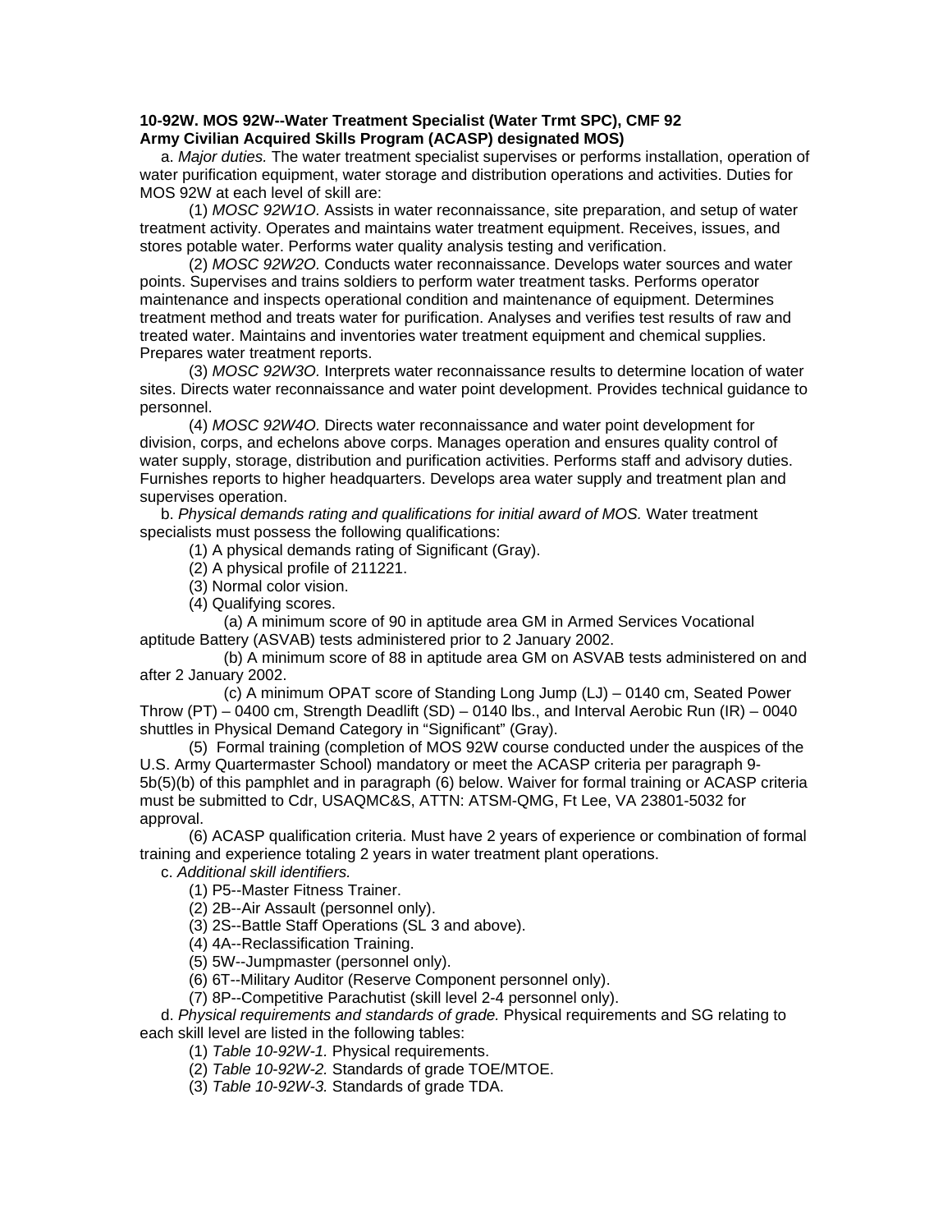**10-92W. MOS 92W--Water Treatment Specialist (Water Trmt SPC), CMF 92**
**Army Civilian Acquired Skills Program (ACASP) designated MOS)**

a. *Major duties.* The water treatment specialist supervises or performs installation, operation of water purification equipment, water storage and distribution operations and activities. Duties for MOS 92W at each level of skill are:

(1) *MOSC 92W1O.* Assists in water reconnaissance, site preparation, and setup of water treatment activity. Operates and maintains water treatment equipment. Receives, issues, and stores potable water. Performs water quality analysis testing and verification.

(2) *MOSC 92W2O.* Conducts water reconnaissance. Develops water sources and water points. Supervises and trains soldiers to perform water treatment tasks. Performs operator maintenance and inspects operational condition and maintenance of equipment. Determines treatment method and treats water for purification. Analyses and verifies test results of raw and treated water. Maintains and inventories water treatment equipment and chemical supplies. Prepares water treatment reports.

(3) *MOSC 92W3O.* Interprets water reconnaissance results to determine location of water sites. Directs water reconnaissance and water point development. Provides technical guidance to personnel.

(4) *MOSC 92W4O.* Directs water reconnaissance and water point development for division, corps, and echelons above corps. Manages operation and ensures quality control of water supply, storage, distribution and purification activities. Performs staff and advisory duties. Furnishes reports to higher headquarters. Develops area water supply and treatment plan and supervises operation.

b. *Physical demands rating and qualifications for initial award of MOS.* Water treatment specialists must possess the following qualifications:

(1) A physical demands rating of Significant (Gray).

(2) A physical profile of 211221.

(3) Normal color vision.

(4) Qualifying scores.

(a) A minimum score of 90 in aptitude area GM in Armed Services Vocational aptitude Battery (ASVAB) tests administered prior to 2 January 2002.

(b) A minimum score of 88 in aptitude area GM on ASVAB tests administered on and after 2 January 2002.

(c) A minimum OPAT score of Standing Long Jump (LJ) – 0140 cm, Seated Power Throw (PT) – 0400 cm, Strength Deadlift (SD) – 0140 lbs., and Interval Aerobic Run (IR) – 0040 shuttles in Physical Demand Category in "Significant" (Gray).

(5) Formal training (completion of MOS 92W course conducted under the auspices of the U.S. Army Quartermaster School) mandatory or meet the ACASP criteria per paragraph 9-5b(5)(b) of this pamphlet and in paragraph (6) below. Waiver for formal training or ACASP criteria must be submitted to Cdr, USAQMC&S, ATTN: ATSM-QMG, Ft Lee, VA 23801-5032 for approval.

(6) ACASP qualification criteria. Must have 2 years of experience or combination of formal training and experience totaling 2 years in water treatment plant operations.

c. *Additional skill identifiers.*

(1) P5--Master Fitness Trainer.

(2) 2B--Air Assault (personnel only).

(3) 2S--Battle Staff Operations (SL 3 and above).

(4) 4A--Reclassification Training.

(5) 5W--Jumpmaster (personnel only).

(6) 6T--Military Auditor (Reserve Component personnel only).

(7) 8P--Competitive Parachutist (skill level 2-4 personnel only).

d. *Physical requirements and standards of grade.* Physical requirements and SG relating to each skill level are listed in the following tables:

(1) *Table 10-92W-1.* Physical requirements.

(2) *Table 10-92W-2.* Standards of grade TOE/MTOE.

(3) *Table 10-92W-3.* Standards of grade TDA.